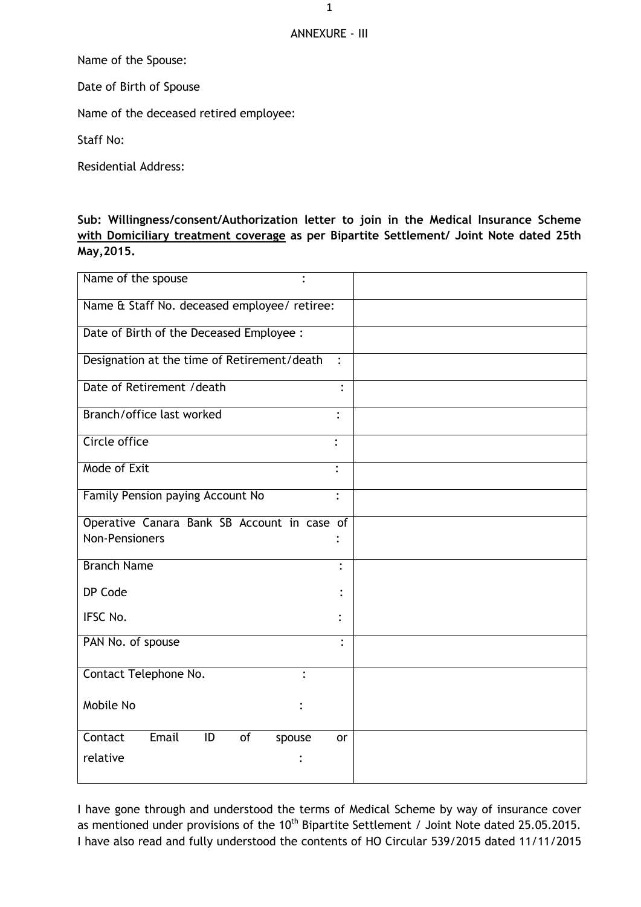ANNEXURE - III

Name of the Spouse:

Date of Birth of Spouse

Name of the deceased retired employee:

Staff No:

Residential Address:

**Sub: Willingness/consent/Authorization letter to join in the Medical Insurance Scheme <u>with Domiciliary treatment coverage</u> as per Bipartite Settlement/ Joint Note dated 25th May,2015.**

| Field | Details |
|---|---|
| Name of the spouse : | |
| Name & Staff No. deceased employee/ retiree: | |
| Date of Birth of the Deceased Employee : | |
| Designation at the time of Retirement/death : | |
| Date of Retirement /death : | |
| Branch/office last worked : | |
| Circle office : | |
| Mode of Exit : | |
| Family Pension paying Account No : | |
| Operative Canara Bank SB Account in case of Non-Pensioners : | |
| Branch Name :<br>DP Code :<br>IFSC No. : | |
| PAN No. of spouse : | |
| Contact Telephone No. :<br>Mobile No : | |
| Contact Email ID of spouse or relative : | |

I have gone through and understood the terms of Medical Scheme by way of insurance cover as mentioned under provisions of the 10th Bipartite Settlement / Joint Note dated 25.05.2015. I have also read and fully understood the contents of HO Circular 539/2015 dated 11/11/2015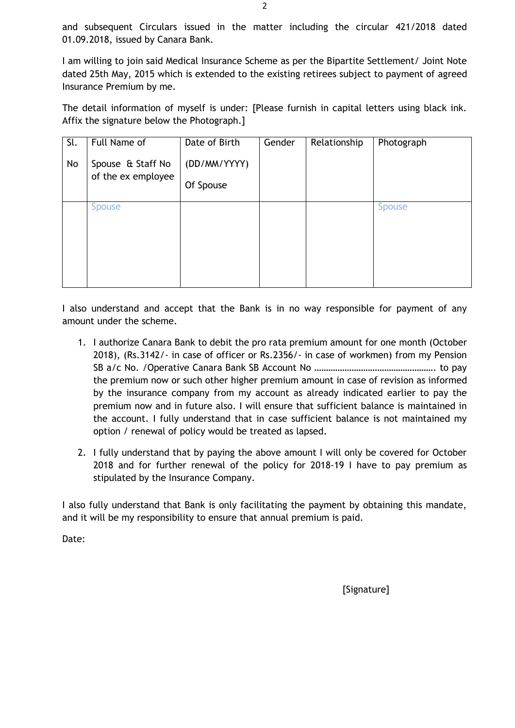and subsequent Circulars issued in the matter including the circular 421/2018 dated 01.09.2018, issued by Canara Bank.

I am willing to join said Medical Insurance Scheme as per the Bipartite Settlement/ Joint Note dated 25th May, 2015 which is extended to the existing retirees subject to payment of agreed Insurance Premium by me.

The detail information of myself is under: [Please furnish in capital letters using black ink. Affix the signature below the Photograph.]

| Sl. No | Full Name of Spouse & Staff No of the ex employee | Date of Birth (DD/MM/YYYY) Of Spouse | Gender | Relationship | Photograph |
|---|---|---|---|---|---|
| | Spouse | | | | Spouse |

I also understand and accept that the Bank is in no way responsible for payment of any amount under the scheme.

1. I authorize Canara Bank to debit the pro rata premium amount for one month (October 2018), (Rs.3142/- in case of officer or Rs.2356/- in case of workmen) from my Pension SB a/c No. /Operative Canara Bank SB Account No ……………………………………………. to pay the premium now or such other higher premium amount in case of revision as informed by the insurance company from my account as already indicated earlier to pay the premium now and in future also. I will ensure that sufficient balance is maintained in the account. I fully understand that in case sufficient balance is not maintained my option / renewal of policy would be treated as lapsed.
2. I fully understand that by paying the above amount I will only be covered for October 2018 and for further renewal of the policy for 2018-19 I have to pay premium as stipulated by the Insurance Company.

I also fully understand that Bank is only facilitating the payment by obtaining this mandate, and it will be my responsibility to ensure that annual premium is paid.

Date:

[Signature]